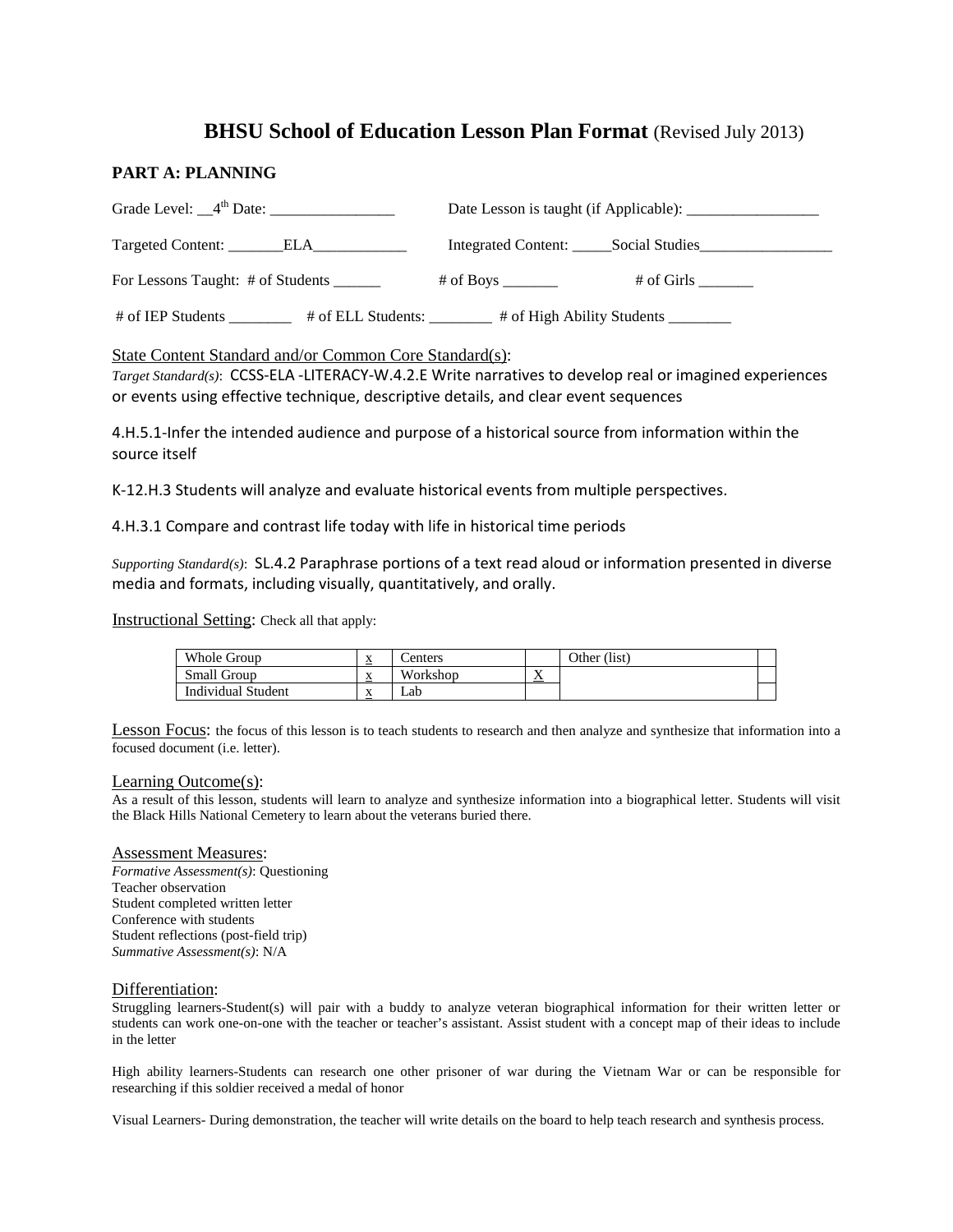# **BHSU School of Education Lesson Plan Format** (Revised July 2013)

## PART A: PLANNING

Grade Level: __4th Date: ________________ Date Lesson is taught (if Applicable): _________________

Targeted Content: _______ELA____________ Integrated Content: _____Social Studies_________________

For Lessons Taught: # of Students ______ # of Boys _______ # of Girls _______

# of IEP Students ________ # of ELL Students: ________ # of High Ability Students ________

State Content Standard and/or Common Core Standard(s):

*Target Standard(s)*: CCSS-ELA -LITERACY-W.4.2.E Write narratives to develop real or imagined experiences or events using effective technique, descriptive details, and clear event sequences

4.H.5.1-Infer the intended audience and purpose of a historical source from information within the source itself

K-12.H.3 Students will analyze and evaluate historical events from multiple perspectives.

4.H.3.1 Compare and contrast life today with life in historical time periods

*Supporting Standard(s)*: SL.4.2 Paraphrase portions of a text read aloud or information presented in diverse media and formats, including visually, quantitatively, and orally.

Instructional Setting: Check all that apply:

| Whole Group | x | Centers | | Other (list) | |
|---|---|---|---|---|---|
| Small Group | x | Workshop | X | | |
| Individual Student | x | Lab | | | |

Lesson Focus: the focus of this lesson is to teach students to research and then analyze and synthesize that information into a focused document (i.e. letter).

Learning Outcome(s):
As a result of this lesson, students will learn to analyze and synthesize information into a biographical letter. Students will visit the Black Hills National Cemetery to learn about the veterans buried there.

Assessment Measures:
*Formative Assessment(s)*: Questioning
Teacher observation
Student completed written letter
Conference with students
Student reflections (post-field trip)
*Summative Assessment(s)*: N/A

Differentiation:
Struggling learners-Student(s) will pair with a buddy to analyze veteran biographical information for their written letter or students can work one-on-one with the teacher or teacher's assistant. Assist student with a concept map of their ideas to include in the letter

High ability learners-Students can research one other prisoner of war during the Vietnam War or can be responsible for researching if this soldier received a medal of honor

Visual Learners- During demonstration, the teacher will write details on the board to help teach research and synthesis process.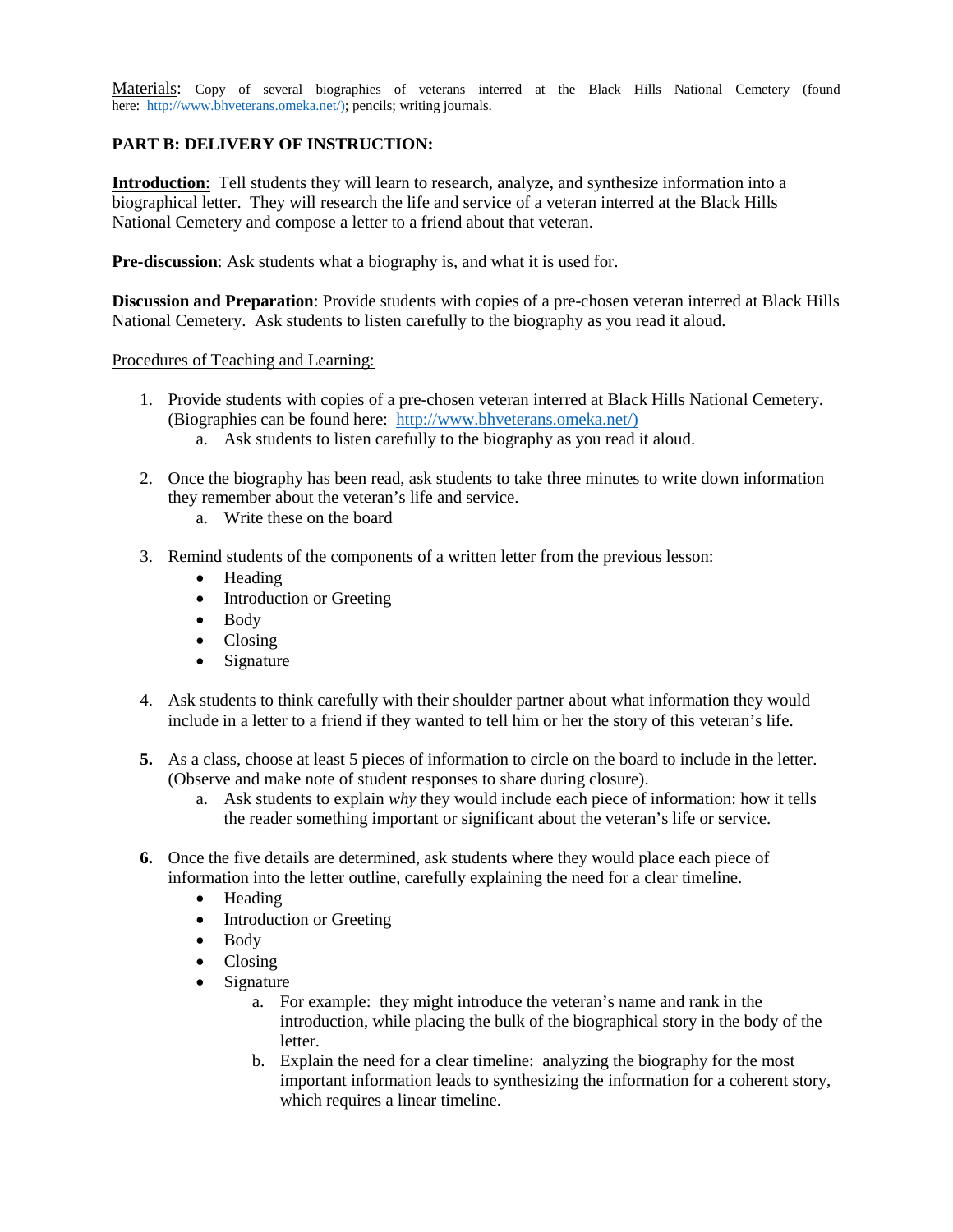Materials: Copy of several biographies of veterans interred at the Black Hills National Cemetery (found here: http://www.bhveterans.omeka.net/); pencils; writing journals.

**PART B: DELIVERY OF INSTRUCTION:**

**Introduction**: Tell students they will learn to research, analyze, and synthesize information into a biographical letter. They will research the life and service of a veteran interred at the Black Hills National Cemetery and compose a letter to a friend about that veteran.

**Pre-discussion**: Ask students what a biography is, and what it is used for.

**Discussion and Preparation**: Provide students with copies of a pre-chosen veteran interred at Black Hills National Cemetery. Ask students to listen carefully to the biography as you read it aloud.

Procedures of Teaching and Learning:

1. Provide students with copies of a pre-chosen veteran interred at Black Hills National Cemetery. (Biographies can be found here: http://www.bhveterans.omeka.net/)
   a. Ask students to listen carefully to the biography as you read it aloud.

2. Once the biography has been read, ask students to take three minutes to write down information they remember about the veteran's life and service.
   a. Write these on the board

3. Remind students of the components of a written letter from the previous lesson:
   - Heading
   - Introduction or Greeting
   - Body
   - Closing
   - Signature

4. Ask students to think carefully with their shoulder partner about what information they would include in a letter to a friend if they wanted to tell him or her the story of this veteran's life.

5. As a class, choose at least 5 pieces of information to circle on the board to include in the letter. (Observe and make note of student responses to share during closure).
   a. Ask students to explain *why* they would include each piece of information: how it tells the reader something important or significant about the veteran's life or service.

6. Once the five details are determined, ask students where they would place each piece of information into the letter outline, carefully explaining the need for a clear timeline.
   - Heading
   - Introduction or Greeting
   - Body
   - Closing
   - Signature
     a. For example: they might introduce the veteran's name and rank in the introduction, while placing the bulk of the biographical story in the body of the letter.
     b. Explain the need for a clear timeline: analyzing the biography for the most important information leads to synthesizing the information for a coherent story, which requires a linear timeline.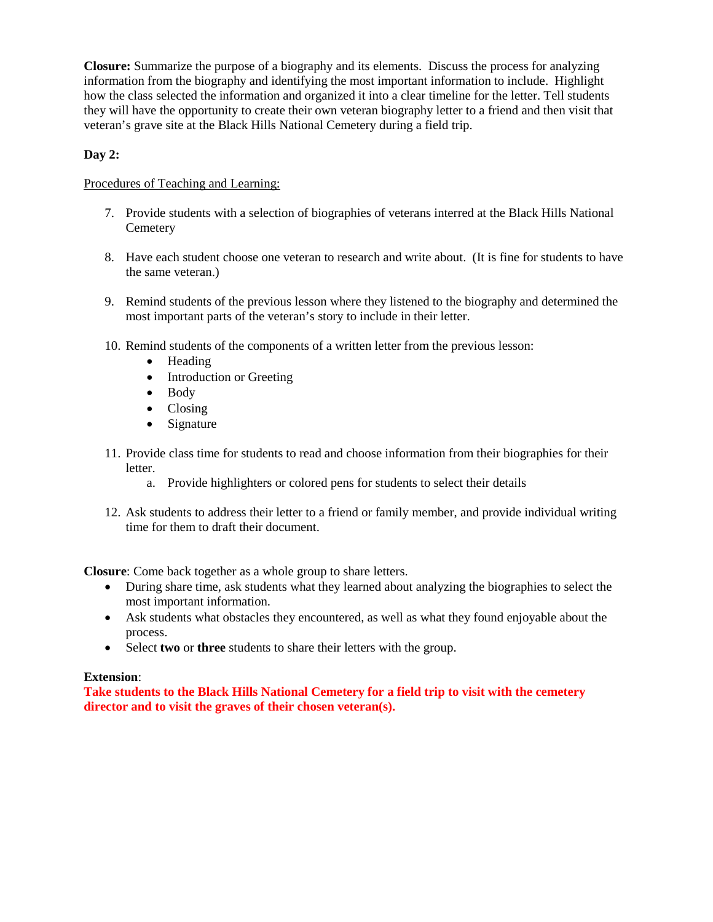**Closure:** Summarize the purpose of a biography and its elements. Discuss the process for analyzing information from the biography and identifying the most important information to include. Highlight how the class selected the information and organized it into a clear timeline for the letter. Tell students they will have the opportunity to create their own veteran biography letter to a friend and then visit that veteran's grave site at the Black Hills National Cemetery during a field trip.

**Day 2:**

Procedures of Teaching and Learning:

7. Provide students with a selection of biographies of veterans interred at the Black Hills National Cemetery

8. Have each student choose one veteran to research and write about. (It is fine for students to have the same veteran.)

9. Remind students of the previous lesson where they listened to the biography and determined the most important parts of the veteran's story to include in their letter.

10. Remind students of the components of a written letter from the previous lesson:
    - Heading
    - Introduction or Greeting
    - Body
    - Closing
    - Signature

11. Provide class time for students to read and choose information from their biographies for their letter.
    a. Provide highlighters or colored pens for students to select their details

12. Ask students to address their letter to a friend or family member, and provide individual writing time for them to draft their document.

**Closure**: Come back together as a whole group to share letters.

- During share time, ask students what they learned about analyzing the biographies to select the most important information.
- Ask students what obstacles they encountered, as well as what they found enjoyable about the process.
- Select **two** or **three** students to share their letters with the group.

**Extension**:
**Take students to the Black Hills National Cemetery for a field trip to visit with the cemetery director and to visit the graves of their chosen veteran(s).**